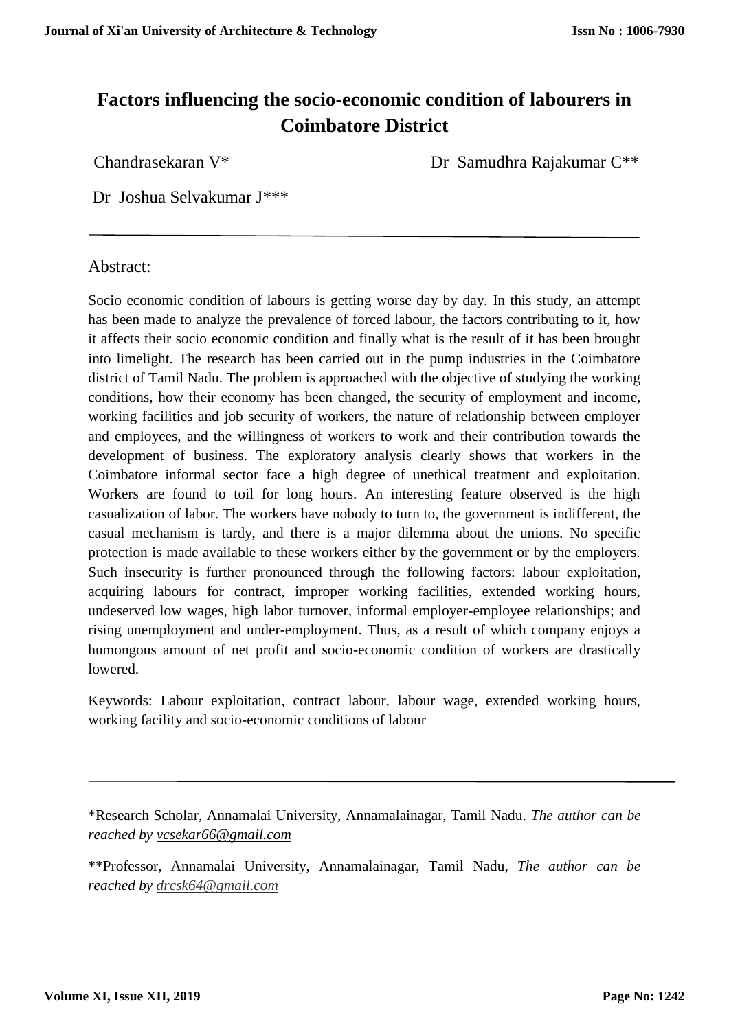# Factors influencing the socio-economic condition of labourers in Coimbatore District

Chandrasekaran V*  Dr Samudhra Rajakumar C**

Dr Joshua Selvakumar J***

## Abstract:

Socio economic condition of labours is getting worse day by day. In this study, an attempt has been made to analyze the prevalence of forced labour, the factors contributing to it, how it affects their socio economic condition and finally what is the result of it has been brought into limelight. The research has been carried out in the pump industries in the Coimbatore district of Tamil Nadu. The problem is approached with the objective of studying the working conditions, how their economy has been changed, the security of employment and income, working facilities and job security of workers, the nature of relationship between employer and employees, and the willingness of workers to work and their contribution towards the development of business. The exploratory analysis clearly shows that workers in the Coimbatore informal sector face a high degree of unethical treatment and exploitation. Workers are found to toil for long hours. An interesting feature observed is the high casualization of labor. The workers have nobody to turn to, the government is indifferent, the casual mechanism is tardy, and there is a major dilemma about the unions. No specific protection is made available to these workers either by the government or by the employers. Such insecurity is further pronounced through the following factors: labour exploitation, acquiring labours for contract, improper working facilities, extended working hours, undeserved low wages, high labor turnover, informal employer-employee relationships; and rising unemployment and under-employment. Thus, as a result of which company enjoys a humongous amount of net profit and socio-economic condition of workers are drastically lowered.

Keywords: Labour exploitation, contract labour, labour wage, extended working hours, working facility and socio-economic conditions of labour

---

*Research Scholar, Annamalai University, Annamalainagar, Tamil Nadu. *The author can be reached by vcsekar66@gmail.com*

**Professor, Annamalai University, Annamalainagar, Tamil Nadu, *The author can be reached by drcsk64@gmail.com*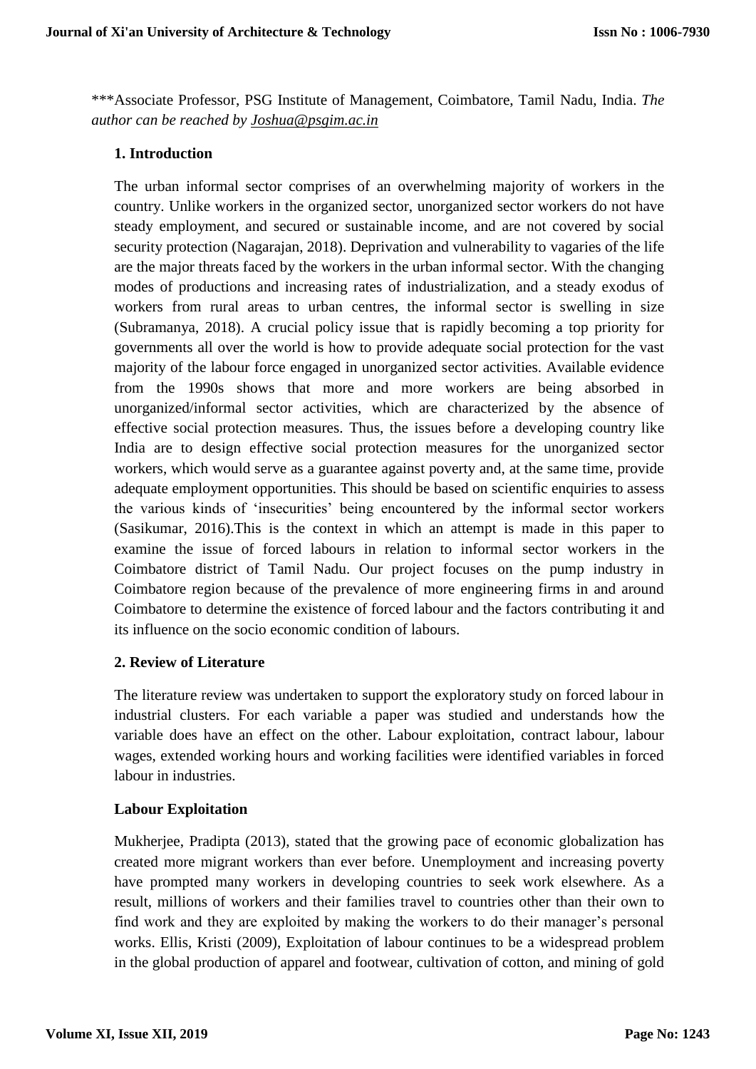***Associate Professor, PSG Institute of Management, Coimbatore, Tamil Nadu, India. *The author can be reached by Joshua@psgim.ac.in*

## 1. Introduction

The urban informal sector comprises of an overwhelming majority of workers in the country. Unlike workers in the organized sector, unorganized sector workers do not have steady employment, and secured or sustainable income, and are not covered by social security protection (Nagarajan, 2018). Deprivation and vulnerability to vagaries of the life are the major threats faced by the workers in the urban informal sector. With the changing modes of productions and increasing rates of industrialization, and a steady exodus of workers from rural areas to urban centres, the informal sector is swelling in size (Subramanya, 2018). A crucial policy issue that is rapidly becoming a top priority for governments all over the world is how to provide adequate social protection for the vast majority of the labour force engaged in unorganized sector activities. Available evidence from the 1990s shows that more and more workers are being absorbed in unorganized/informal sector activities, which are characterized by the absence of effective social protection measures. Thus, the issues before a developing country like India are to design effective social protection measures for the unorganized sector workers, which would serve as a guarantee against poverty and, at the same time, provide adequate employment opportunities. This should be based on scientific enquiries to assess the various kinds of 'insecurities' being encountered by the informal sector workers (Sasikumar, 2016).This is the context in which an attempt is made in this paper to examine the issue of forced labours in relation to informal sector workers in the Coimbatore district of Tamil Nadu. Our project focuses on the pump industry in Coimbatore region because of the prevalence of more engineering firms in and around Coimbatore to determine the existence of forced labour and the factors contributing it and its influence on the socio economic condition of labours.

## 2. Review of Literature

The literature review was undertaken to support the exploratory study on forced labour in industrial clusters. For each variable a paper was studied and understands how the variable does have an effect on the other. Labour exploitation, contract labour, labour wages, extended working hours and working facilities were identified variables in forced labour in industries.

### Labour Exploitation

Mukherjee, Pradipta (2013), stated that the growing pace of economic globalization has created more migrant workers than ever before. Unemployment and increasing poverty have prompted many workers in developing countries to seek work elsewhere. As a result, millions of workers and their families travel to countries other than their own to find work and they are exploited by making the workers to do their manager's personal works. Ellis, Kristi (2009), Exploitation of labour continues to be a widespread problem in the global production of apparel and footwear, cultivation of cotton, and mining of gold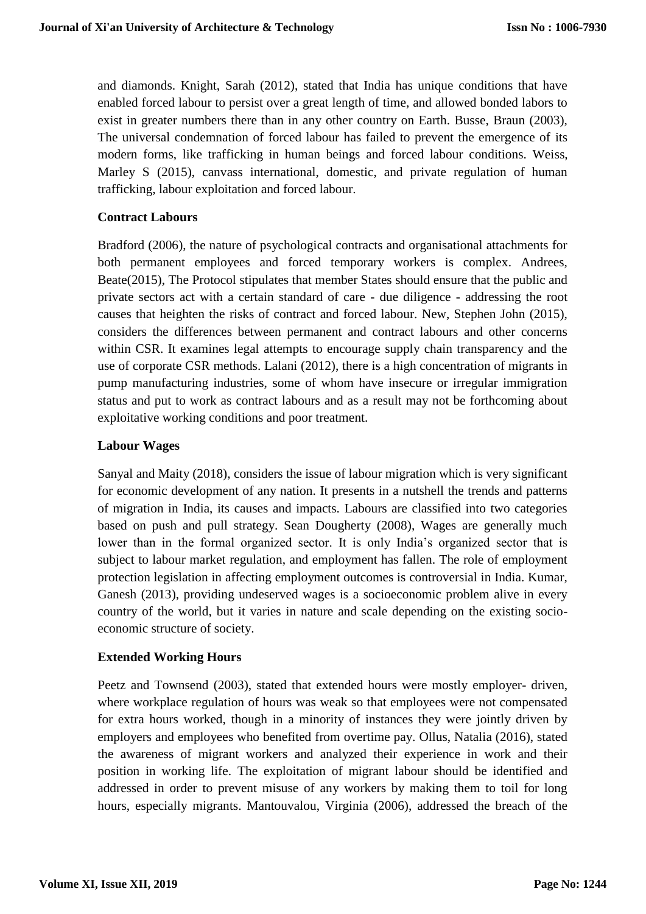and diamonds. Knight, Sarah (2012), stated that India has unique conditions that have enabled forced labour to persist over a great length of time, and allowed bonded labors to exist in greater numbers there than in any other country on Earth. Busse, Braun (2003), The universal condemnation of forced labour has failed to prevent the emergence of its modern forms, like trafficking in human beings and forced labour conditions. Weiss, Marley S (2015), canvass international, domestic, and private regulation of human trafficking, labour exploitation and forced labour.

### Contract Labours

Bradford (2006), the nature of psychological contracts and organisational attachments for both permanent employees and forced temporary workers is complex. Andrees, Beate(2015), The Protocol stipulates that member States should ensure that the public and private sectors act with a certain standard of care - due diligence - addressing the root causes that heighten the risks of contract and forced labour. New, Stephen John (2015), considers the differences between permanent and contract labours and other concerns within CSR. It examines legal attempts to encourage supply chain transparency and the use of corporate CSR methods. Lalani (2012), there is a high concentration of migrants in pump manufacturing industries, some of whom have insecure or irregular immigration status and put to work as contract labours and as a result may not be forthcoming about exploitative working conditions and poor treatment.

### Labour Wages

Sanyal and Maity (2018), considers the issue of labour migration which is very significant for economic development of any nation. It presents in a nutshell the trends and patterns of migration in India, its causes and impacts. Labours are classified into two categories based on push and pull strategy. Sean Dougherty (2008), Wages are generally much lower than in the formal organized sector. It is only India's organized sector that is subject to labour market regulation, and employment has fallen. The role of employment protection legislation in affecting employment outcomes is controversial in India. Kumar, Ganesh (2013), providing undeserved wages is a socioeconomic problem alive in every country of the world, but it varies in nature and scale depending on the existing socio-economic structure of society.

### Extended Working Hours

Peetz and Townsend (2003), stated that extended hours were mostly employer- driven, where workplace regulation of hours was weak so that employees were not compensated for extra hours worked, though in a minority of instances they were jointly driven by employers and employees who benefited from overtime pay. Ollus, Natalia (2016), stated the awareness of migrant workers and analyzed their experience in work and their position in working life. The exploitation of migrant labour should be identified and addressed in order to prevent misuse of any workers by making them to toil for long hours, especially migrants. Mantouvalou, Virginia (2006), addressed the breach of the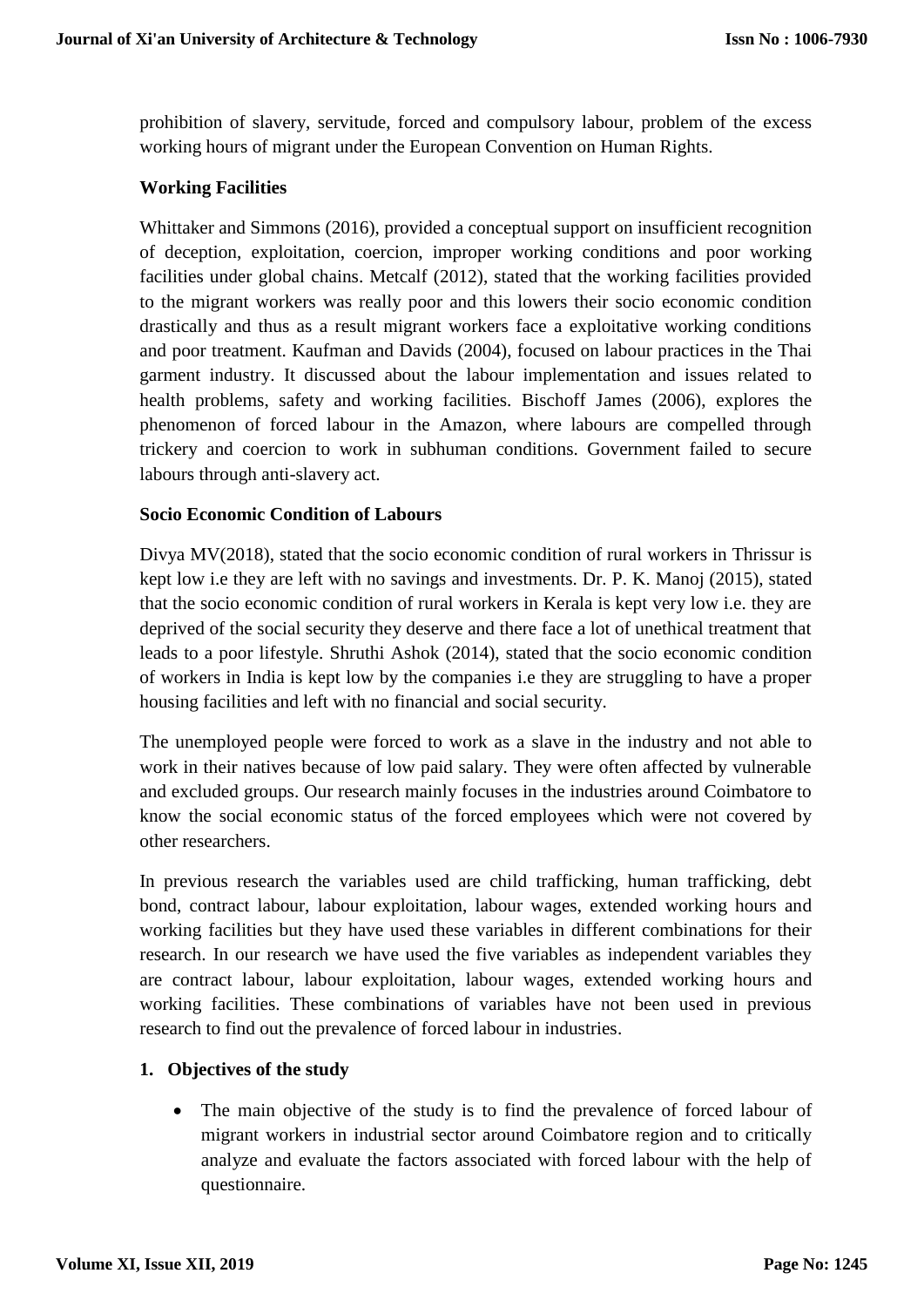prohibition of slavery, servitude, forced and compulsory labour, problem of the excess working hours of migrant under the European Convention on Human Rights.

**Working Facilities**

Whittaker and Simmons (2016), provided a conceptual support on insufficient recognition of deception, exploitation, coercion, improper working conditions and poor working facilities under global chains. Metcalf (2012), stated that the working facilities provided to the migrant workers was really poor and this lowers their socio economic condition drastically and thus as a result migrant workers face a exploitative working conditions and poor treatment. Kaufman and Davids (2004), focused on labour practices in the Thai garment industry. It discussed about the labour implementation and issues related to health problems, safety and working facilities. Bischoff James (2006), explores the phenomenon of forced labour in the Amazon, where labours are compelled through trickery and coercion to work in subhuman conditions. Government failed to secure labours through anti-slavery act.

**Socio Economic Condition of Labours**

Divya MV(2018), stated that the socio economic condition of rural workers in Thrissur is kept low i.e they are left with no savings and investments. Dr. P. K. Manoj (2015), stated that the socio economic condition of rural workers in Kerala is kept very low i.e. they are deprived of the social security they deserve and there face a lot of unethical treatment that leads to a poor lifestyle. Shruthi Ashok (2014), stated that the socio economic condition of workers in India is kept low by the companies i.e they are struggling to have a proper housing facilities and left with no financial and social security.

The unemployed people were forced to work as a slave in the industry and not able to work in their natives because of low paid salary. They were often affected by vulnerable and excluded groups. Our research mainly focuses in the industries around Coimbatore to know the social economic status of the forced employees which were not covered by other researchers.

In previous research the variables used are child trafficking, human trafficking, debt bond, contract labour, labour exploitation, labour wages, extended working hours and working facilities but they have used these variables in different combinations for their research. In our research we have used the five variables as independent variables they are contract labour, labour exploitation, labour wages, extended working hours and working facilities. These combinations of variables have not been used in previous research to find out the prevalence of forced labour in industries.

## 1. Objectives of the study

- The main objective of the study is to find the prevalence of forced labour of migrant workers in industrial sector around Coimbatore region and to critically analyze and evaluate the factors associated with forced labour with the help of questionnaire.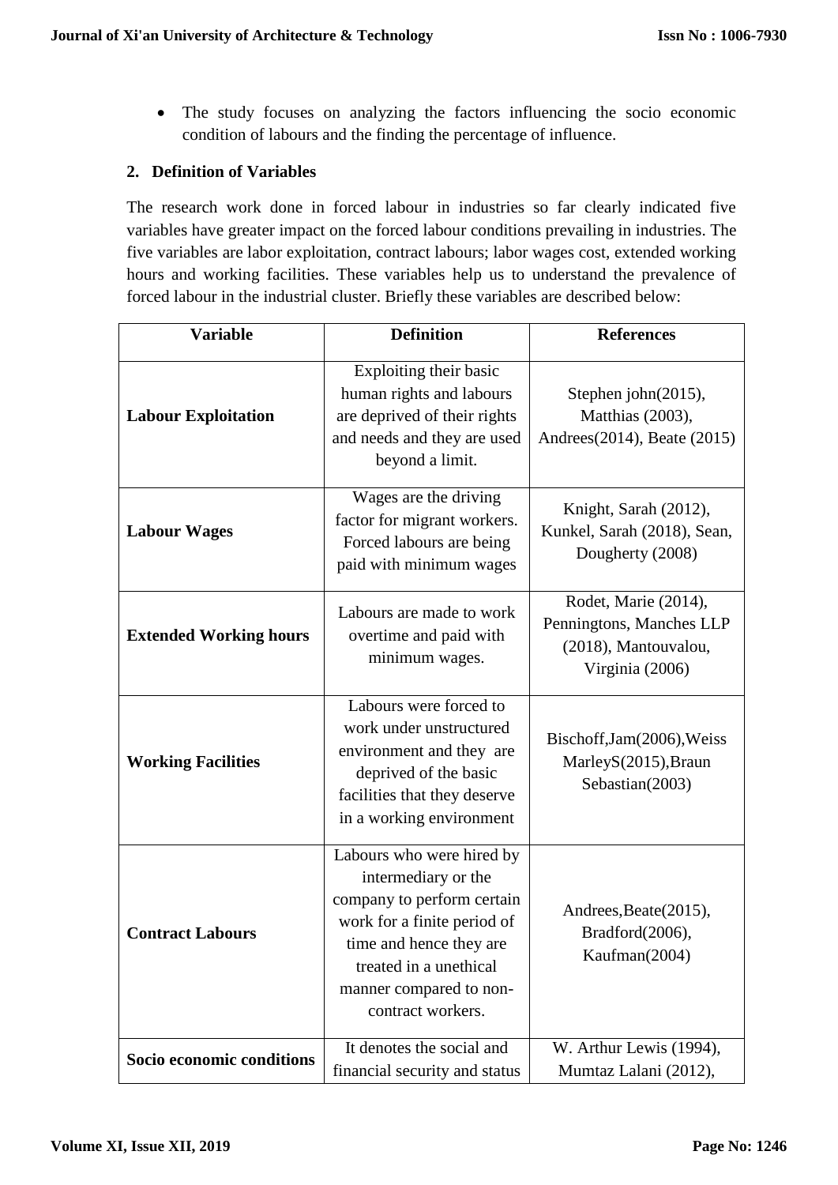- The study focuses on analyzing the factors influencing the socio economic condition of labours and the finding the percentage of influence.

## 2. Definition of Variables

The research work done in forced labour in industries so far clearly indicated five variables have greater impact on the forced labour conditions prevailing in industries. The five variables are labor exploitation, contract labours; labor wages cost, extended working hours and working facilities. These variables help us to understand the prevalence of forced labour in the industrial cluster. Briefly these variables are described below:

| Variable | Definition | References |
|---|---|---|
| **Labour Exploitation** | Exploiting their basic human rights and labours are deprived of their rights and needs and they are used beyond a limit. | Stephen john(2015), Matthias (2003), Andrees(2014), Beate (2015) |
| **Labour Wages** | Wages are the driving factor for migrant workers. Forced labours are being paid with minimum wages | Knight, Sarah (2012), Kunkel, Sarah (2018), Sean, Dougherty (2008) |
| **Extended Working hours** | Labours are made to work overtime and paid with minimum wages. | Rodet, Marie (2014), Penningtons, Manches LLP (2018), Mantouvalou, Virginia (2006) |
| **Working Facilities** | Labours were forced to work under unstructured environment and they are deprived of the basic facilities that they deserve in a working environment | Bischoff,Jam(2006),Weiss MarleyS(2015),Braun Sebastian(2003) |
| **Contract Labours** | Labours who were hired by intermediary or the company to perform certain work for a finite period of time and hence they are treated in a unethical manner compared to non-contract workers. | Andrees,Beate(2015), Bradford(2006), Kaufman(2004) |
| **Socio economic conditions** | It denotes the social and financial security and status | W. Arthur Lewis (1994), Mumtaz Lalani (2012), |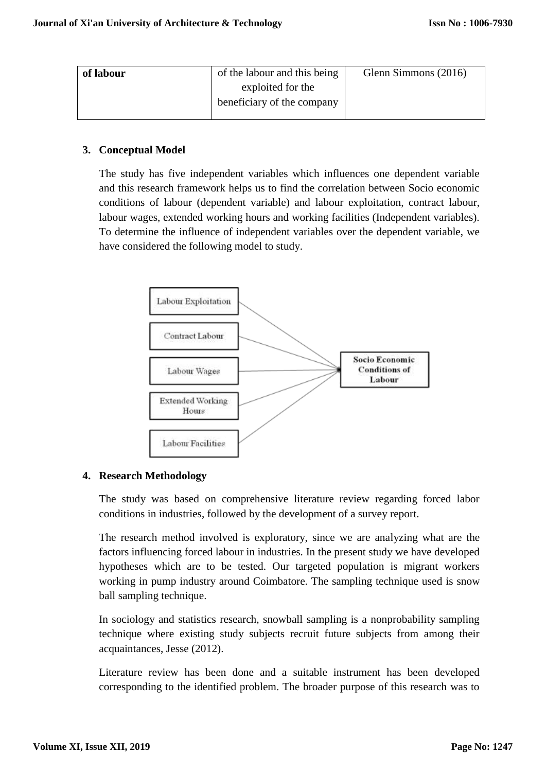| of labour | of the labour and this being exploited for the beneficiary of the company | Glenn Simmons (2016) |
|---|---|---|

## 3. Conceptual Model

The study has five independent variables which influences one dependent variable and this research framework helps us to find the correlation between Socio economic conditions of labour (dependent variable) and labour exploitation, contract labour, labour wages, extended working hours and working facilities (Independent variables). To determine the influence of independent variables over the dependent variable, we have considered the following model to study.

Labour Exploitation → Socio Economic Conditions of Labour
Contract Labour → Socio Economic Conditions of Labour
Labour Wages → Socio Economic Conditions of Labour
Extended Working Hours → Socio Economic Conditions of Labour
Labour Facilities → Socio Economic Conditions of Labour

## 4. Research Methodology

The study was based on comprehensive literature review regarding forced labor conditions in industries, followed by the development of a survey report.

The research method involved is exploratory, since we are analyzing what are the factors influencing forced labour in industries. In the present study we have developed hypotheses which are to be tested. Our targeted population is migrant workers working in pump industry around Coimbatore. The sampling technique used is snow ball sampling technique.

In sociology and statistics research, snowball sampling is a nonprobability sampling technique where existing study subjects recruit future subjects from among their acquaintances, Jesse (2012).

Literature review has been done and a suitable instrument has been developed corresponding to the identified problem. The broader purpose of this research was to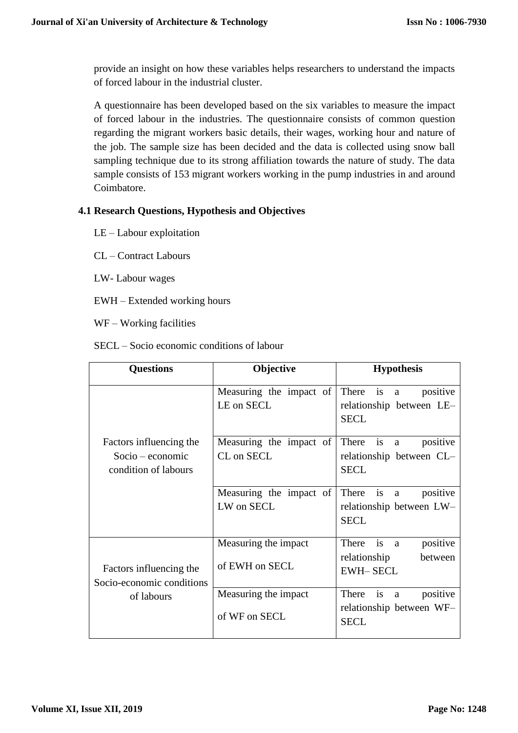provide an insight on how these variables helps researchers to understand the impacts of forced labour in the industrial cluster.

A questionnaire has been developed based on the six variables to measure the impact of forced labour in the industries. The questionnaire consists of common question regarding the migrant workers basic details, their wages, working hour and nature of the job. The sample size has been decided and the data is collected using snow ball sampling technique due to its strong affiliation towards the nature of study. The data sample consists of 153 migrant workers working in the pump industries in and around Coimbatore.

### 4.1 Research Questions, Hypothesis and Objectives

LE – Labour exploitation

CL – Contract Labours

LW- Labour wages

EWH – Extended working hours

WF – Working facilities

SECL – Socio economic conditions of labour

| Questions | Objective | Hypothesis |
|---|---|---|
| Factors influencing the Socio – economic condition of labours | Measuring the impact of LE on SECL | There is a positive relationship between LE–SECL |
| | Measuring the impact of CL on SECL | There is a positive relationship between CL–SECL |
| | Measuring the impact of LW on SECL | There is a positive relationship between LW–SECL |
| Factors influencing the Socio-economic conditions of labours | Measuring the impact of EWH on SECL | There is a positive relationship between EWH– SECL |
| | Measuring the impact of WF on SECL | There is a positive relationship between WF–SECL |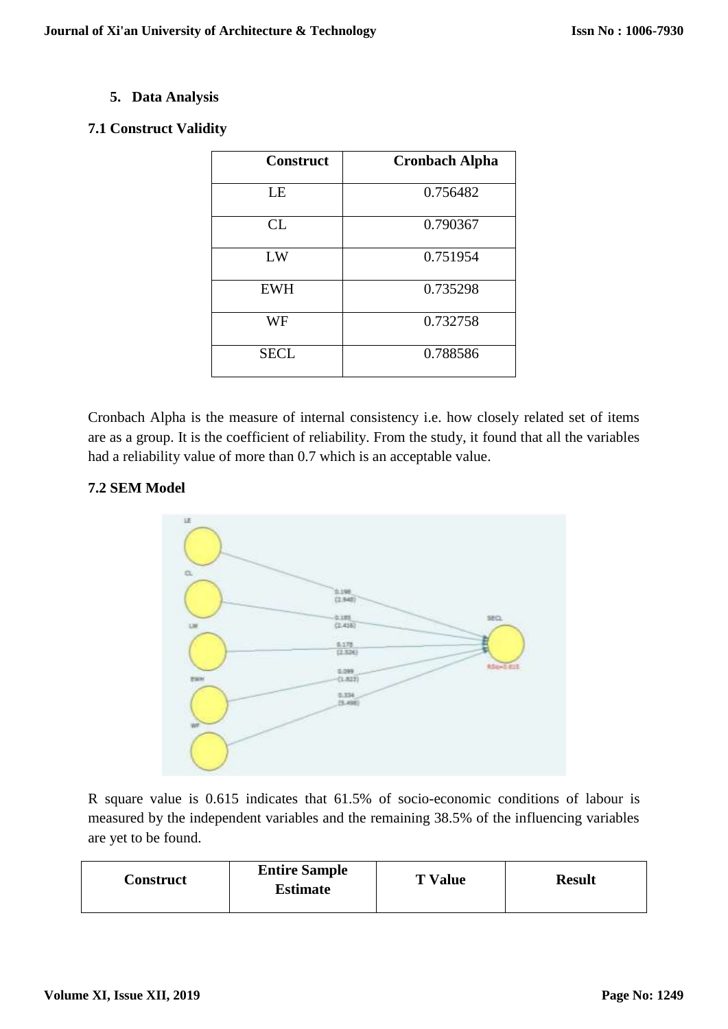## 5. Data Analysis

### 7.1 Construct Validity

| Construct | Cronbach Alpha |
|---|---|
| LE | 0.756482 |
| CL | 0.790367 |
| LW | 0.751954 |
| EWH | 0.735298 |
| WF | 0.732758 |
| SECL | 0.788586 |

Cronbach Alpha is the measure of internal consistency i.e. how closely related set of items are as a group. It is the coefficient of reliability. From the study, it found that all the variables had a reliability value of more than 0.7 which is an acceptable value.

### 7.2 SEM Model

R square value is 0.615 indicates that 61.5% of socio-economic conditions of labour is measured by the independent variables and the remaining 38.5% of the influencing variables are yet to be found.

| Construct | Entire Sample Estimate | T Value | Result |
|---|---|---|---|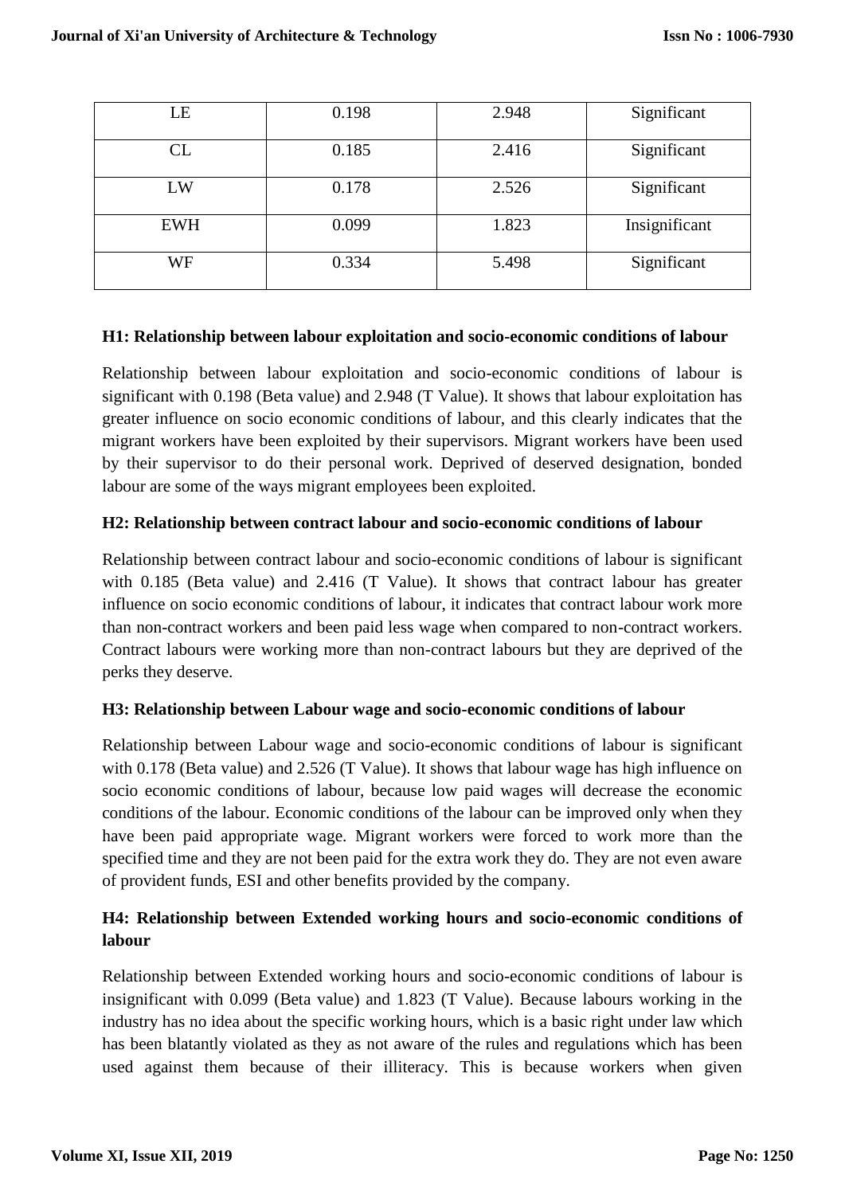| LE | 0.198 | 2.948 | Significant |
|---|---|---|---|
| CL | 0.185 | 2.416 | Significant |
| LW | 0.178 | 2.526 | Significant |
| EWH | 0.099 | 1.823 | Insignificant |
| WF | 0.334 | 5.498 | Significant |

**H1: Relationship between labour exploitation and socio-economic conditions of labour**

Relationship between labour exploitation and socio-economic conditions of labour is significant with 0.198 (Beta value) and 2.948 (T Value). It shows that labour exploitation has greater influence on socio economic conditions of labour, and this clearly indicates that the migrant workers have been exploited by their supervisors. Migrant workers have been used by their supervisor to do their personal work. Deprived of deserved designation, bonded labour are some of the ways migrant employees been exploited.

**H2: Relationship between contract labour and socio-economic conditions of labour**

Relationship between contract labour and socio-economic conditions of labour is significant with 0.185 (Beta value) and 2.416 (T Value). It shows that contract labour has greater influence on socio economic conditions of labour, it indicates that contract labour work more than non-contract workers and been paid less wage when compared to non-contract workers. Contract labours were working more than non-contract labours but they are deprived of the perks they deserve.

**H3: Relationship between Labour wage and socio-economic conditions of labour**

Relationship between Labour wage and socio-economic conditions of labour is significant with 0.178 (Beta value) and 2.526 (T Value). It shows that labour wage has high influence on socio economic conditions of labour, because low paid wages will decrease the economic conditions of the labour. Economic conditions of the labour can be improved only when they have been paid appropriate wage. Migrant workers were forced to work more than the specified time and they are not been paid for the extra work they do. They are not even aware of provident funds, ESI and other benefits provided by the company.

**H4: Relationship between Extended working hours and socio-economic conditions of labour**

Relationship between Extended working hours and socio-economic conditions of labour is insignificant with 0.099 (Beta value) and 1.823 (T Value). Because labours working in the industry has no idea about the specific working hours, which is a basic right under law which has been blatantly violated as they as not aware of the rules and regulations which has been used against them because of their illiteracy. This is because workers when given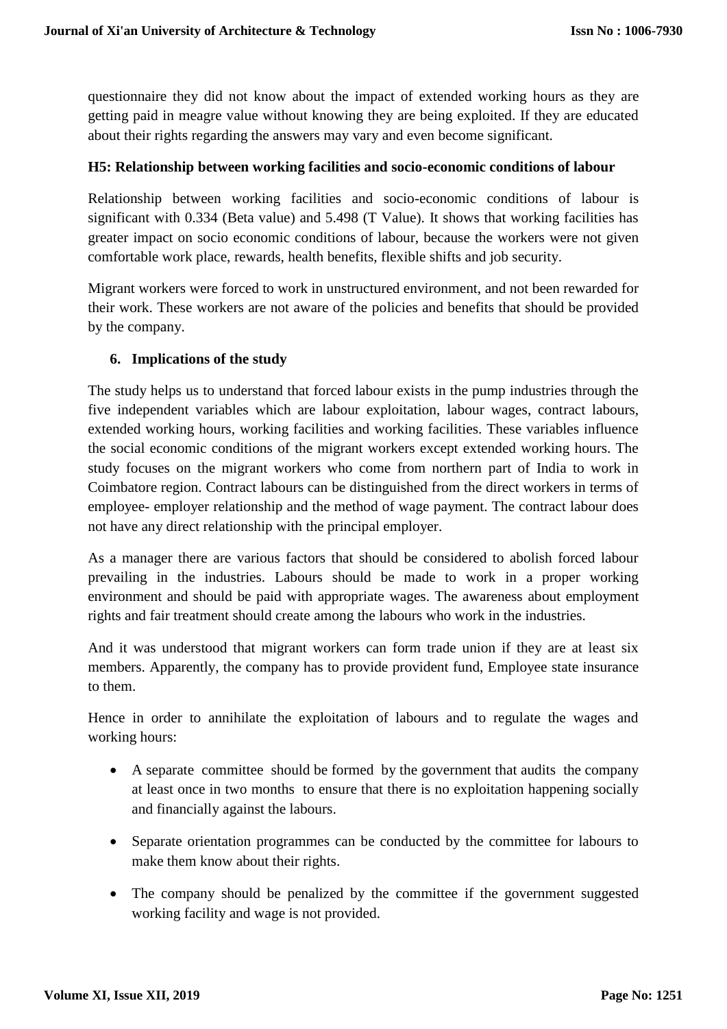questionnaire they did not know about the impact of extended working hours as they are getting paid in meagre value without knowing they are being exploited. If they are educated about their rights regarding the answers may vary and even become significant.

**H5: Relationship between working facilities and socio-economic conditions of labour**

Relationship between working facilities and socio-economic conditions of labour is significant with 0.334 (Beta value) and 5.498 (T Value). It shows that working facilities has greater impact on socio economic conditions of labour, because the workers were not given comfortable work place, rewards, health benefits, flexible shifts and job security.

Migrant workers were forced to work in unstructured environment, and not been rewarded for their work. These workers are not aware of the policies and benefits that should be provided by the company.

## 6. Implications of the study

The study helps us to understand that forced labour exists in the pump industries through the five independent variables which are labour exploitation, labour wages, contract labours, extended working hours, working facilities and working facilities. These variables influence the social economic conditions of the migrant workers except extended working hours. The study focuses on the migrant workers who come from northern part of India to work in Coimbatore region. Contract labours can be distinguished from the direct workers in terms of employee- employer relationship and the method of wage payment. The contract labour does not have any direct relationship with the principal employer.

As a manager there are various factors that should be considered to abolish forced labour prevailing in the industries. Labours should be made to work in a proper working environment and should be paid with appropriate wages. The awareness about employment rights and fair treatment should create among the labours who work in the industries.

And it was understood that migrant workers can form trade union if they are at least six members. Apparently, the company has to provide provident fund, Employee state insurance to them.

Hence in order to annihilate the exploitation of labours and to regulate the wages and working hours:

- A separate committee should be formed by the government that audits the company at least once in two months to ensure that there is no exploitation happening socially and financially against the labours.
- Separate orientation programmes can be conducted by the committee for labours to make them know about their rights.
- The company should be penalized by the committee if the government suggested working facility and wage is not provided.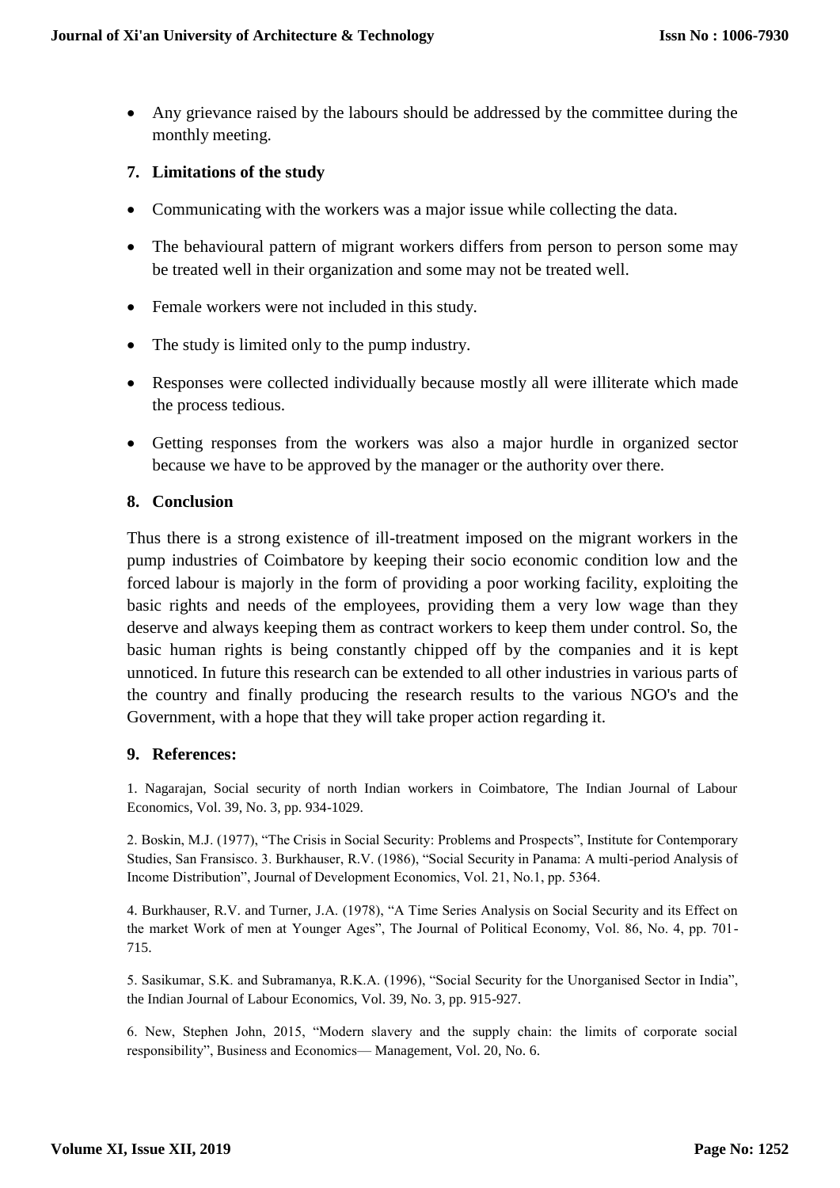- Any grievance raised by the labours should be addressed by the committee during the monthly meeting.

## 7. Limitations of the study

- Communicating with the workers was a major issue while collecting the data.
- The behavioural pattern of migrant workers differs from person to person some may be treated well in their organization and some may not be treated well.
- Female workers were not included in this study.
- The study is limited only to the pump industry.
- Responses were collected individually because mostly all were illiterate which made the process tedious.
- Getting responses from the workers was also a major hurdle in organized sector because we have to be approved by the manager or the authority over there.

## 8. Conclusion

Thus there is a strong existence of ill-treatment imposed on the migrant workers in the pump industries of Coimbatore by keeping their socio economic condition low and the forced labour is majorly in the form of providing a poor working facility, exploiting the basic rights and needs of the employees, providing them a very low wage than they deserve and always keeping them as contract workers to keep them under control. So, the basic human rights is being constantly chipped off by the companies and it is kept unnoticed. In future this research can be extended to all other industries in various parts of the country and finally producing the research results to the various NGO's and the Government, with a hope that they will take proper action regarding it.

## 9. References:

1. Nagarajan, Social security of north Indian workers in Coimbatore, The Indian Journal of Labour Economics, Vol. 39, No. 3, pp. 934-1029.

2. Boskin, M.J. (1977), "The Crisis in Social Security: Problems and Prospects", Institute for Contemporary Studies, San Fransisco. 3. Burkhauser, R.V. (1986), "Social Security in Panama: A multi-period Analysis of Income Distribution", Journal of Development Economics, Vol. 21, No.1, pp. 5364.

4. Burkhauser, R.V. and Turner, J.A. (1978), "A Time Series Analysis on Social Security and its Effect on the market Work of men at Younger Ages", The Journal of Political Economy, Vol. 86, No. 4, pp. 701-715.

5. Sasikumar, S.K. and Subramanya, R.K.A. (1996), "Social Security for the Unorganised Sector in India", the Indian Journal of Labour Economics, Vol. 39, No. 3, pp. 915-927.

6. New, Stephen John, 2015, "Modern slavery and the supply chain: the limits of corporate social responsibility", Business and Economics— Management, Vol. 20, No. 6.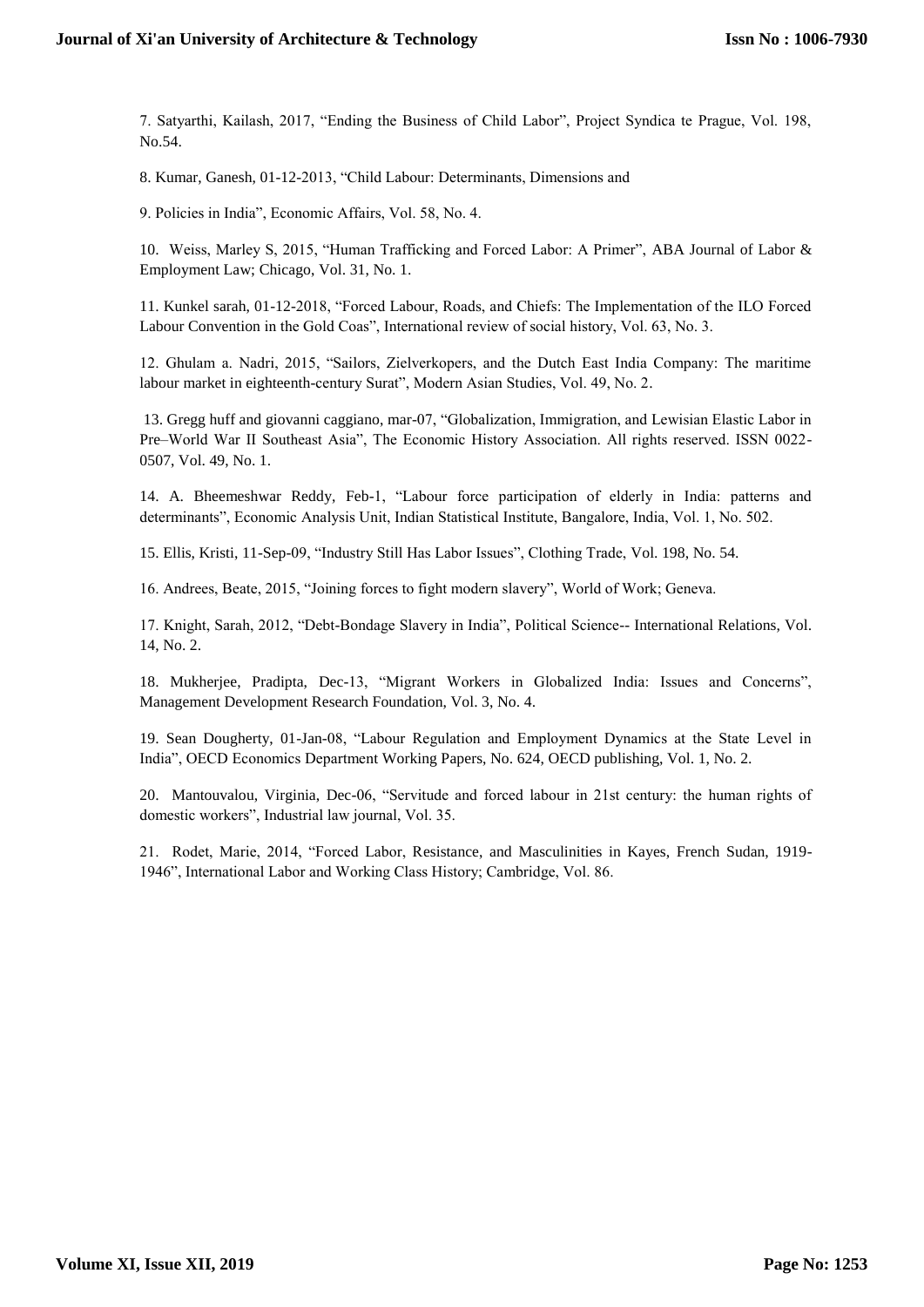7. Satyarthi, Kailash, 2017, "Ending the Business of Child Labor", Project Syndica te Prague, Vol. 198, No.54.

8. Kumar, Ganesh, 01-12-2013, "Child Labour: Determinants, Dimensions and

9. Policies in India", Economic Affairs, Vol. 58, No. 4.

10. Weiss, Marley S, 2015, "Human Trafficking and Forced Labor: A Primer", ABA Journal of Labor & Employment Law; Chicago, Vol. 31, No. 1.

11. Kunkel sarah, 01-12-2018, "Forced Labour, Roads, and Chiefs: The Implementation of the ILO Forced Labour Convention in the Gold Coas", International review of social history, Vol. 63, No. 3.

12. Ghulam a. Nadri, 2015, "Sailors, Zielverkopers, and the Dutch East India Company: The maritime labour market in eighteenth-century Surat", Modern Asian Studies, Vol. 49, No. 2.

13. Gregg huff and giovanni caggiano, mar-07, "Globalization, Immigration, and Lewisian Elastic Labor in Pre–World War II Southeast Asia", The Economic History Association. All rights reserved. ISSN 0022-0507, Vol. 49, No. 1.

14. A. Bheemeshwar Reddy, Feb-1, "Labour force participation of elderly in India: patterns and determinants", Economic Analysis Unit, Indian Statistical Institute, Bangalore, India, Vol. 1, No. 502.

15. Ellis, Kristi, 11-Sep-09, "Industry Still Has Labor Issues", Clothing Trade, Vol. 198, No. 54.

16. Andrees, Beate, 2015, "Joining forces to fight modern slavery", World of Work; Geneva.

17. Knight, Sarah, 2012, "Debt-Bondage Slavery in India", Political Science-- International Relations, Vol. 14, No. 2.

18. Mukherjee, Pradipta, Dec-13, "Migrant Workers in Globalized India: Issues and Concerns", Management Development Research Foundation, Vol. 3, No. 4.

19. Sean Dougherty, 01-Jan-08, "Labour Regulation and Employment Dynamics at the State Level in India", OECD Economics Department Working Papers, No. 624, OECD publishing, Vol. 1, No. 2.

20. Mantouvalou, Virginia, Dec-06, "Servitude and forced labour in 21st century: the human rights of domestic workers", Industrial law journal, Vol. 35.

21. Rodet, Marie, 2014, "Forced Labor, Resistance, and Masculinities in Kayes, French Sudan, 1919-1946", International Labor and Working Class History; Cambridge, Vol. 86.